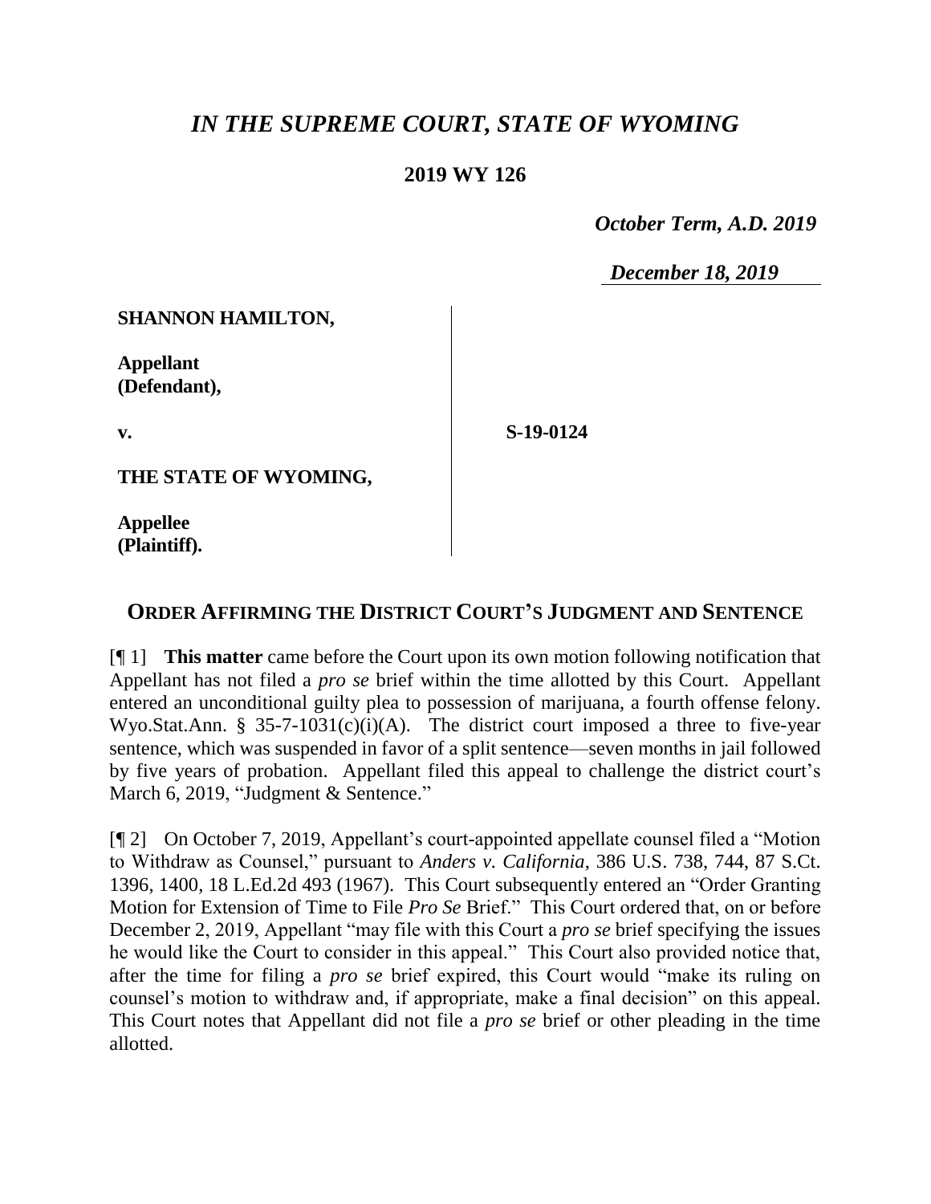# *IN THE SUPREME COURT, STATE OF WYOMING*

**2019 WY 126**

*October Term, A.D. 2019*

*December 18, 2019*

**SHANNON HAMILTON,**

**Appellant (Defendant),**

**v.**

**THE STATE OF WYOMING,**

**Appellee (Plaintiff).**

**S-19-0124**

## ORDER AFFIRMING THE DISTRICT COURT'S JUDGMENT AND SENTENCE

[¶ 1] **This matter** came before the Court upon its own motion following notification that Appellant has not filed a *pro se* brief within the time allotted by this Court. Appellant entered an unconditional guilty plea to possession of marijuana, a fourth offense felony. Wyo.Stat.Ann. § 35-7-1031(c)(i)(A). The district court imposed a three to five-year sentence, which was suspended in favor of a split sentence—seven months in jail followed by five years of probation. Appellant filed this appeal to challenge the district court's March 6, 2019, "Judgment & Sentence."

[¶ 2] On October 7, 2019, Appellant's court-appointed appellate counsel filed a "Motion to Withdraw as Counsel," pursuant to *Anders v. California*, 386 U.S. 738, 744, 87 S.Ct. 1396, 1400, 18 L.Ed.2d 493 (1967). This Court subsequently entered an "Order Granting Motion for Extension of Time to File *Pro Se* Brief." This Court ordered that, on or before December 2, 2019, Appellant "may file with this Court a *pro se* brief specifying the issues he would like the Court to consider in this appeal." This Court also provided notice that, after the time for filing a *pro se* brief expired, this Court would "make its ruling on counsel's motion to withdraw and, if appropriate, make a final decision" on this appeal. This Court notes that Appellant did not file a *pro se* brief or other pleading in the time allotted.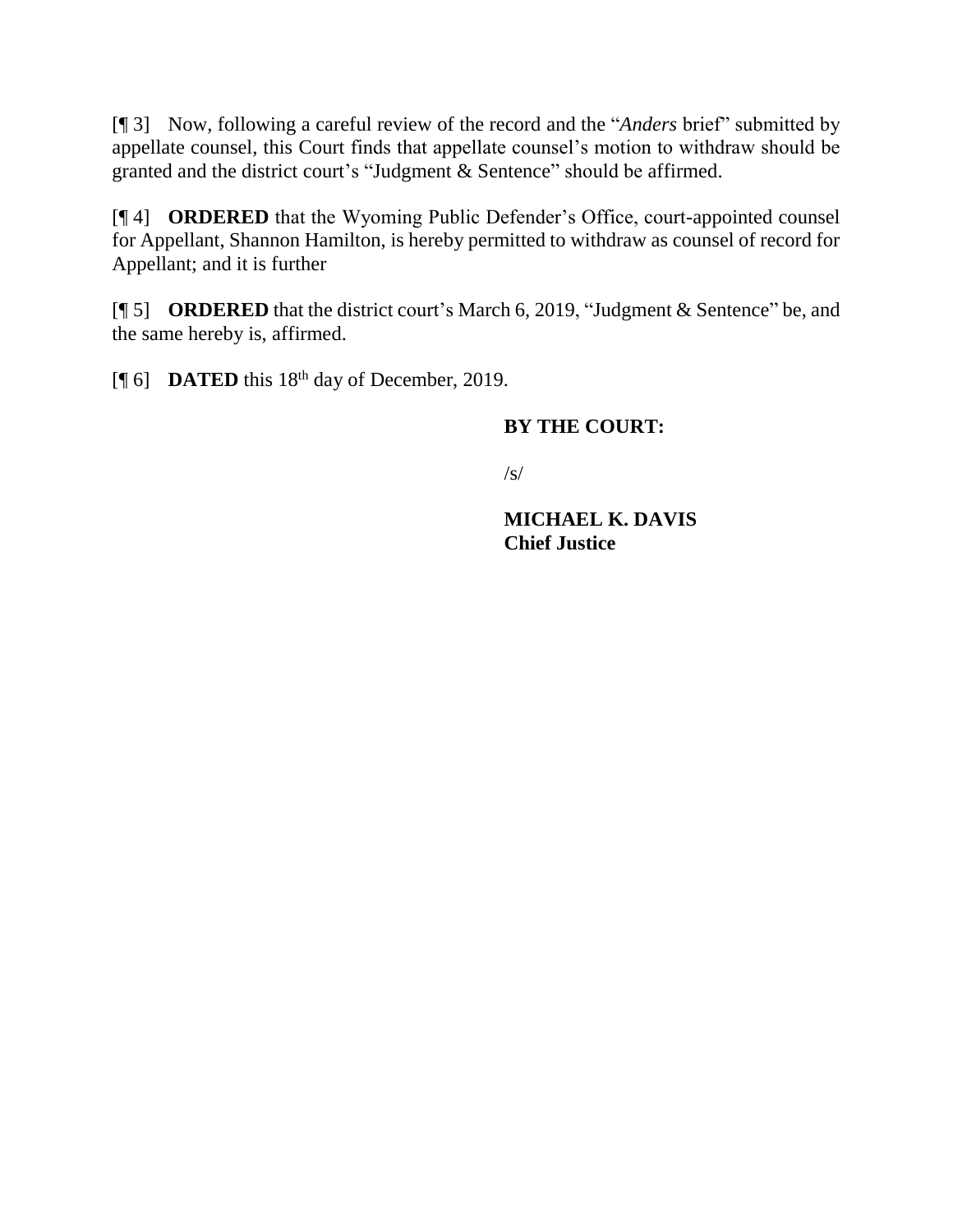[¶ 3] Now, following a careful review of the record and the "*Anders* brief" submitted by appellate counsel, this Court finds that appellate counsel's motion to withdraw should be granted and the district court's "Judgment & Sentence" should be affirmed.

[¶ 4] **ORDERED** that the Wyoming Public Defender's Office, court-appointed counsel for Appellant, Shannon Hamilton, is hereby permitted to withdraw as counsel of record for Appellant; and it is further

[¶ 5] **ORDERED** that the district court's March 6, 2019, "Judgment & Sentence" be, and the same hereby is, affirmed.

[¶ 6] **DATED** this 18th day of December, 2019.

**BY THE COURT:**

/s/

**MICHAEL K. DAVIS**
**Chief Justice**